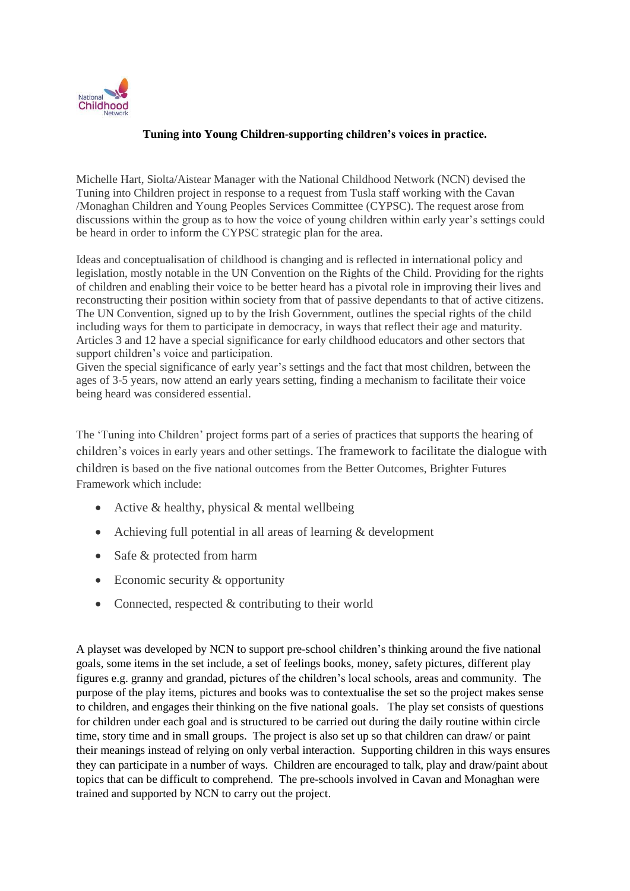**Tuning into Young Children-supporting children's voices in practice.**

Michelle Hart, Siolta/Aistear Manager with the National Childhood Network (NCN) devised the Tuning into Children project in response to a request from Tusla staff working with the Cavan /Monaghan Children and Young Peoples Services Committee (CYPSC). The request arose from discussions within the group as to how the voice of young children within early year's settings could be heard in order to inform the CYPSC strategic plan for the area.

Ideas and conceptualisation of childhood is changing and is reflected in international policy and legislation, mostly notable in the UN Convention on the Rights of the Child. Providing for the rights of children and enabling their voice to be better heard has a pivotal role in improving their lives and reconstructing their position within society from that of passive dependants to that of active citizens. The UN Convention, signed up to by the Irish Government, outlines the special rights of the child including ways for them to participate in democracy, in ways that reflect their age and maturity. Articles 3 and 12 have a special significance for early childhood educators and other sectors that support children's voice and participation.
Given the special significance of early year's settings and the fact that most children, between the ages of 3-5 years, now attend an early years setting, finding a mechanism to facilitate their voice being heard was considered essential.

The 'Tuning into Children' project forms part of a series of practices that supports the hearing of children's voices in early years and other settings. The framework to facilitate the dialogue with children is based on the five national outcomes from the Better Outcomes, Brighter Futures Framework which include:

- Active & healthy, physical & mental wellbeing
- Achieving full potential in all areas of learning & development
- Safe & protected from harm
- Economic security & opportunity
- Connected, respected & contributing to their world

A playset was developed by NCN to support pre-school children's thinking around the five national goals, some items in the set include, a set of feelings books, money, safety pictures, different play figures e.g. granny and grandad, pictures of the children's local schools, areas and community. The purpose of the play items, pictures and books was to contextualise the set so the project makes sense to children, and engages their thinking on the five national goals. The play set consists of questions for children under each goal and is structured to be carried out during the daily routine within circle time, story time and in small groups. The project is also set up so that children can draw/ or paint their meanings instead of relying on only verbal interaction. Supporting children in this ways ensures they can participate in a number of ways. Children are encouraged to talk, play and draw/paint about topics that can be difficult to comprehend. The pre-schools involved in Cavan and Monaghan were trained and supported by NCN to carry out the project.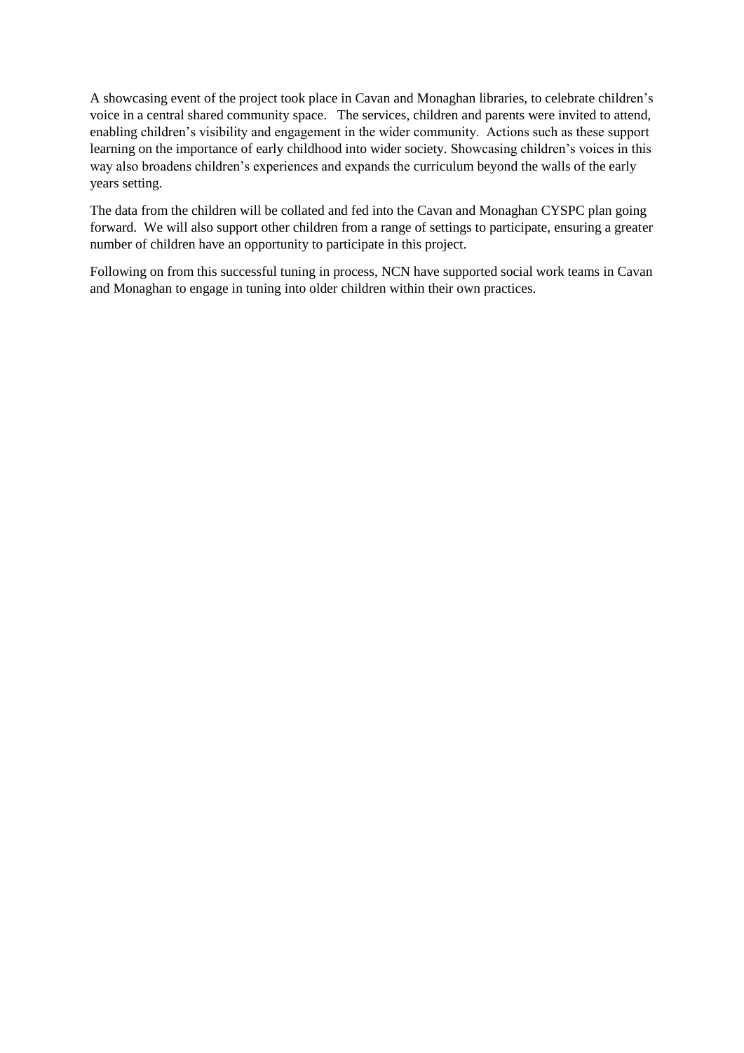A showcasing event of the project took place in Cavan and Monaghan libraries, to celebrate children's voice in a central shared community space. The services, children and parents were invited to attend, enabling children's visibility and engagement in the wider community. Actions such as these support learning on the importance of early childhood into wider society. Showcasing children's voices in this way also broadens children's experiences and expands the curriculum beyond the walls of the early years setting.

The data from the children will be collated and fed into the Cavan and Monaghan CYSPC plan going forward. We will also support other children from a range of settings to participate, ensuring a greater number of children have an opportunity to participate in this project.

Following on from this successful tuning in process, NCN have supported social work teams in Cavan and Monaghan to engage in tuning into older children within their own practices.